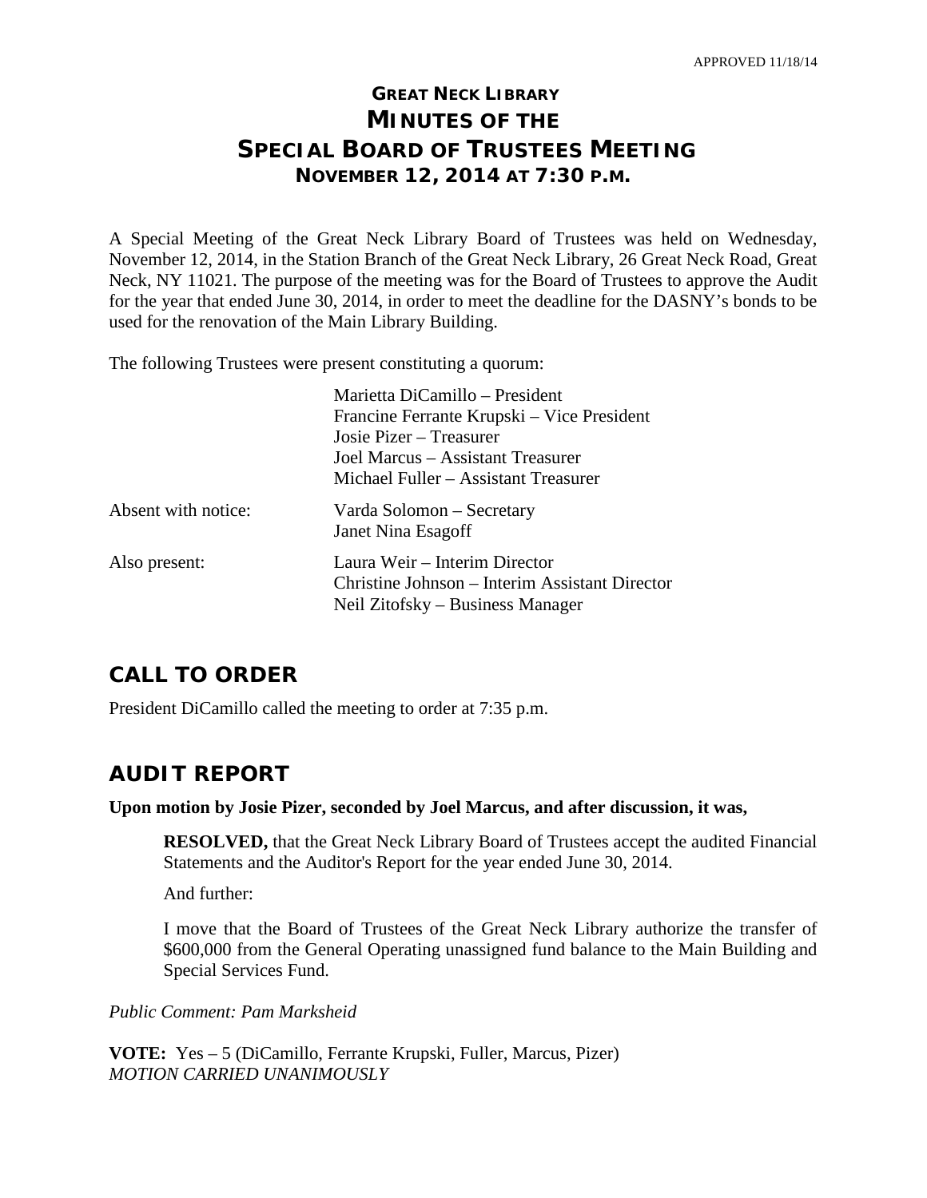APPROVED 11/18/14

# GREAT NECK LIBRARY
# MINUTES OF THE
# SPECIAL BOARD OF TRUSTEES MEETING
### NOVEMBER 12, 2014 AT 7:30 P.M.

A Special Meeting of the Great Neck Library Board of Trustees was held on Wednesday, November 12, 2014, in the Station Branch of the Great Neck Library, 26 Great Neck Road, Great Neck, NY 11021. The purpose of the meeting was for the Board of Trustees to approve the Audit for the year that ended June 30, 2014, in order to meet the deadline for the DASNY's bonds to be used for the renovation of the Main Library Building.

The following Trustees were present constituting a quorum:

| | |
|---|---|
| | Marietta DiCamillo – President<br>Francine Ferrante Krupski – Vice President<br>Josie Pizer – Treasurer<br>Joel Marcus – Assistant Treasurer<br>Michael Fuller – Assistant Treasurer |
| Absent with notice: | Varda Solomon – Secretary<br>Janet Nina Esagoff |
| Also present: | Laura Weir – Interim Director<br>Christine Johnson – Interim Assistant Director<br>Neil Zitofsky – Business Manager |

## CALL TO ORDER

President DiCamillo called the meeting to order at 7:35 p.m.

## AUDIT REPORT

**Upon motion by Josie Pizer, seconded by Joel Marcus, and after discussion, it was,**

> **RESOLVED,** that the Great Neck Library Board of Trustees accept the audited Financial Statements and the Auditor's Report for the year ended June 30, 2014.
>
> And further:
>
> I move that the Board of Trustees of the Great Neck Library authorize the transfer of $600,000 from the General Operating unassigned fund balance to the Main Building and Special Services Fund.

*Public Comment: Pam Marksheid*

**VOTE:** Yes – 5 (DiCamillo, Ferrante Krupski, Fuller, Marcus, Pizer)
*MOTION CARRIED UNANIMOUSLY*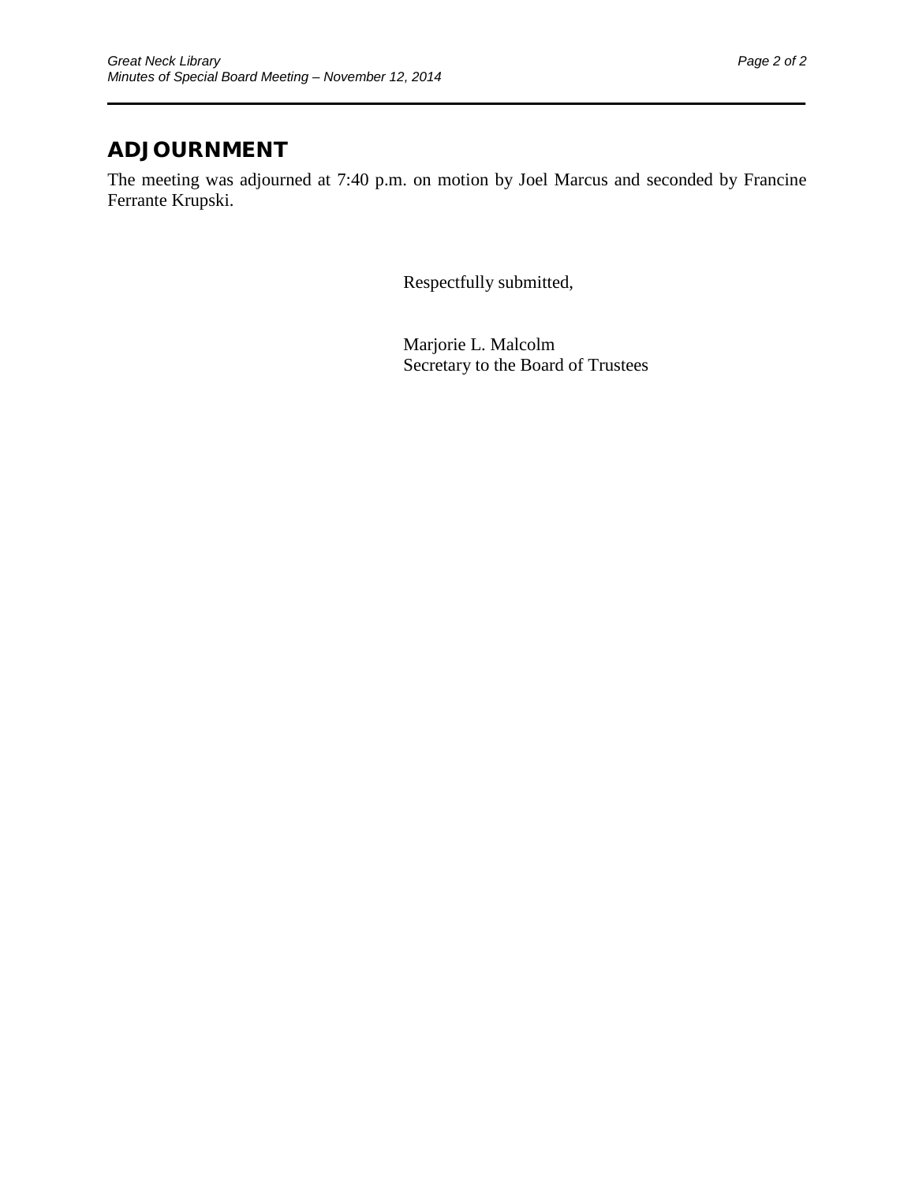## ADJOURNMENT

The meeting was adjourned at 7:40 p.m. on motion by Joel Marcus and seconded by Francine Ferrante Krupski.

Respectfully submitted,

Marjorie L. Malcolm
Secretary to the Board of Trustees